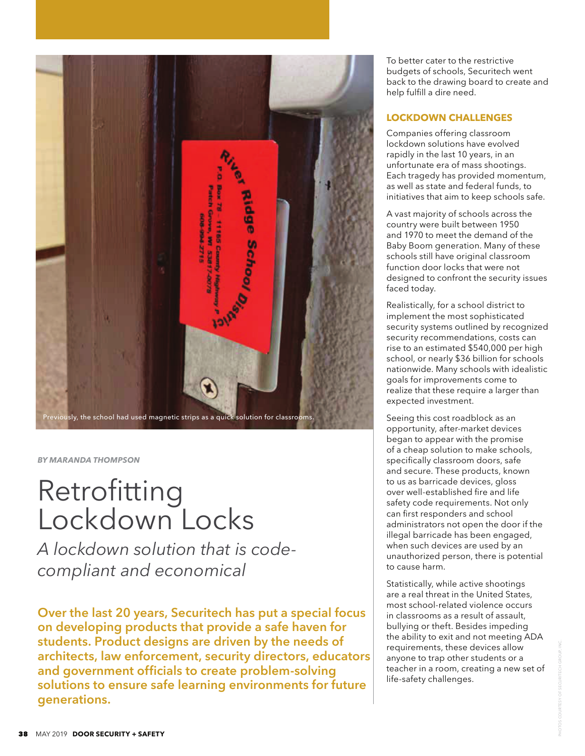Previously, the school had used magnetic strips as a quick solution for classrooms.

*BY MARANDA THOMPSON*

# Retrofitting Lockdown Locks

*A lockdown solution that is code-compliant and economical*

**Over the last 20 years, Securitech has put a special focus on developing products that provide a safe haven for students. Product designs are driven by the needs of architects, law enforcement, security directors, educators and government officials to create problem-solving solutions to ensure safe learning environments for future generations.**

To better cater to the restrictive budgets of schools, Securitech went back to the drawing board to create and help fulfill a dire need.

## LOCKDOWN CHALLENGES

Companies offering classroom lockdown solutions have evolved rapidly in the last 10 years, in an unfortunate era of mass shootings. Each tragedy has provided momentum, as well as state and federal funds, to initiatives that aim to keep schools safe.

A vast majority of schools across the country were built between 1950 and 1970 to meet the demand of the Baby Boom generation. Many of these schools still have original classroom function door locks that were not designed to confront the security issues faced today.

Realistically, for a school district to implement the most sophisticated security systems outlined by recognized security recommendations, costs can rise to an estimated $540,000 per high school, or nearly $36 billion for schools nationwide. Many schools with idealistic goals for improvements come to realize that these require a larger than expected investment.

Seeing this cost roadblock as an opportunity, after-market devices began to appear with the promise of a cheap solution to make schools, specifically classroom doors, safe and secure. These products, known to us as barricade devices, gloss over well-established fire and life safety code requirements. Not only can first responders and school administrators not open the door if the illegal barricade has been engaged, when such devices are used by an unauthorized person, there is potential to cause harm.

Statistically, while active shootings are a real threat in the United States, most school-related violence occurs in classrooms as a result of assault, bullying or theft. Besides impeding the ability to exit and not meeting ADA requirements, these devices allow anyone to trap other students or a teacher in a room, creating a new set of life-safety challenges.

PHOTOS COURTESY OF SECURITECH GROUP, INC.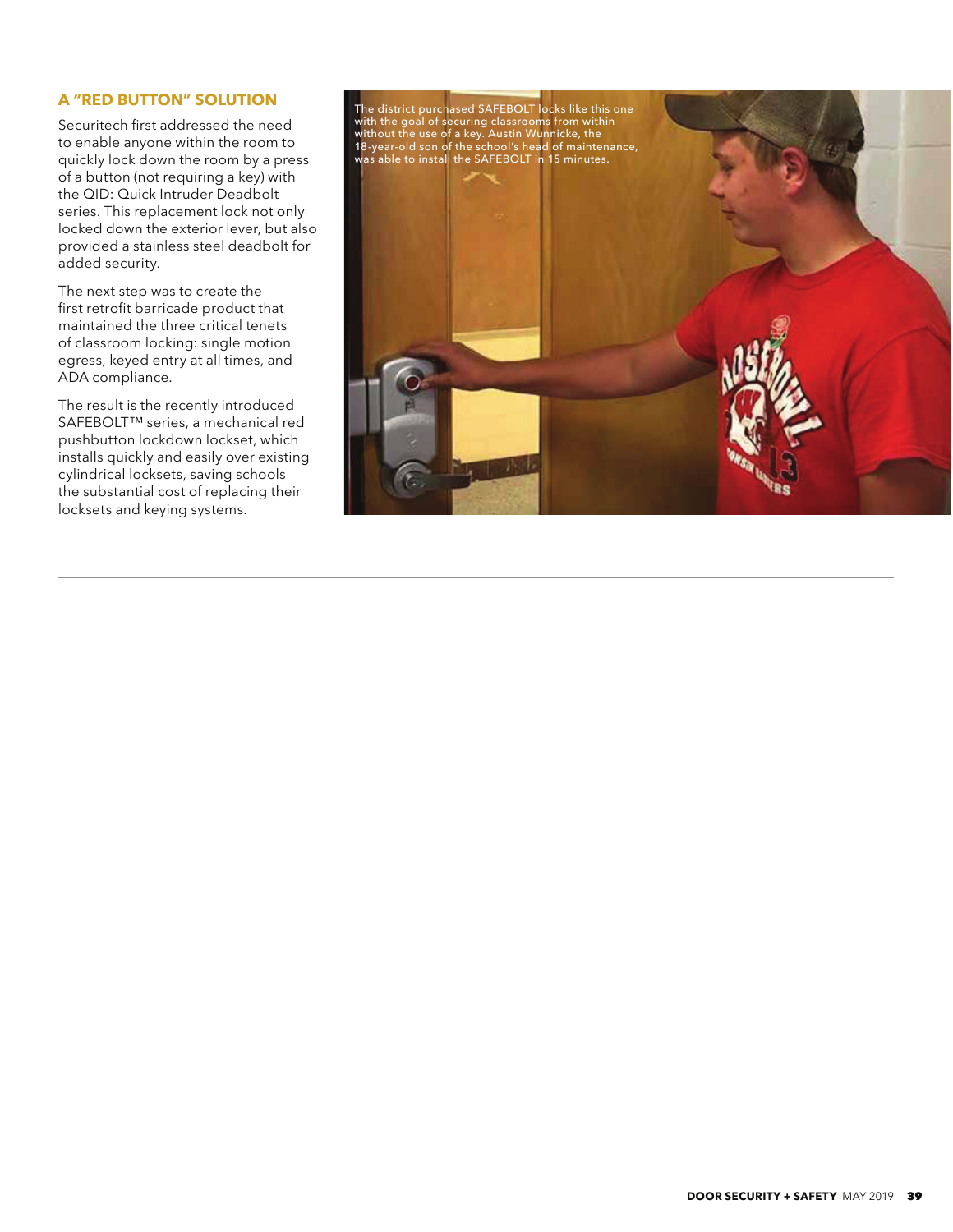## A "RED BUTTON" SOLUTION

Securitech first addressed the need to enable anyone within the room to quickly lock down the room by a press of a button (not requiring a key) with the QID: Quick Intruder Deadbolt series. This replacement lock not only locked down the exterior lever, but also provided a stainless steel deadbolt for added security.

The next step was to create the first retrofit barricade product that maintained the three critical tenets of classroom locking: single motion egress, keyed entry at all times, and ADA compliance.

The result is the recently introduced SAFEBOLT™ series, a mechanical red pushbutton lockdown lockset, which installs quickly and easily over existing cylindrical locksets, saving schools the substantial cost of replacing their locksets and keying systems.

The district purchased SAFEBOLT locks like this one with the goal of securing classrooms from within without the use of a key. Austin Wunnicke, the 18-year-old son of the school's head of maintenance, was able to install the SAFEBOLT in 15 minutes.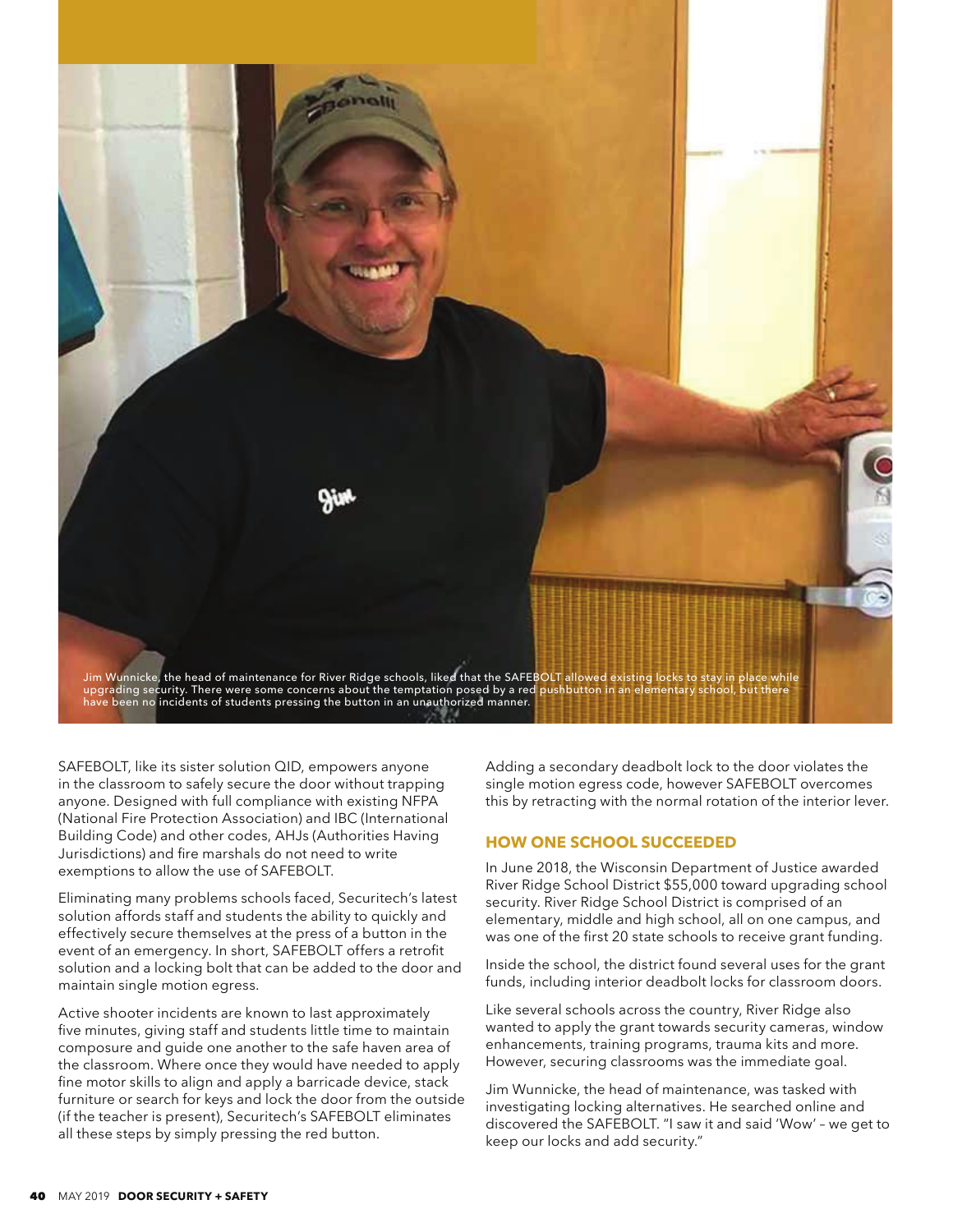Jim Wunnicke, the head of maintenance for River Ridge schools, liked that the SAFEBOLT allowed existing locks to stay in place while upgrading security. There were some concerns about the temptation posed by a red pushbutton in an elementary school, but there have been no incidents of students pressing the button in an unauthorized manner.

SAFEBOLT, like its sister solution QID, empowers anyone in the classroom to safely secure the door without trapping anyone. Designed with full compliance with existing NFPA (National Fire Protection Association) and IBC (International Building Code) and other codes, AHJs (Authorities Having Jurisdictions) and fire marshals do not need to write exemptions to allow the use of SAFEBOLT.

Eliminating many problems schools faced, Securitech's latest solution affords staff and students the ability to quickly and effectively secure themselves at the press of a button in the event of an emergency. In short, SAFEBOLT offers a retrofit solution and a locking bolt that can be added to the door and maintain single motion egress.

Active shooter incidents are known to last approximately five minutes, giving staff and students little time to maintain composure and guide one another to the safe haven area of the classroom. Where once they would have needed to apply fine motor skills to align and apply a barricade device, stack furniture or search for keys and lock the door from the outside (if the teacher is present), Securitech's SAFEBOLT eliminates all these steps by simply pressing the red button.

Adding a secondary deadbolt lock to the door violates the single motion egress code, however SAFEBOLT overcomes this by retracting with the normal rotation of the interior lever.

## HOW ONE SCHOOL SUCCEEDED

In June 2018, the Wisconsin Department of Justice awarded River Ridge School District $55,000 toward upgrading school security. River Ridge School District is comprised of an elementary, middle and high school, all on one campus, and was one of the first 20 state schools to receive grant funding.

Inside the school, the district found several uses for the grant funds, including interior deadbolt locks for classroom doors.

Like several schools across the country, River Ridge also wanted to apply the grant towards security cameras, window enhancements, training programs, trauma kits and more. However, securing classrooms was the immediate goal.

Jim Wunnicke, the head of maintenance, was tasked with investigating locking alternatives. He searched online and discovered the SAFEBOLT. "I saw it and said 'Wow' – we get to keep our locks and add security."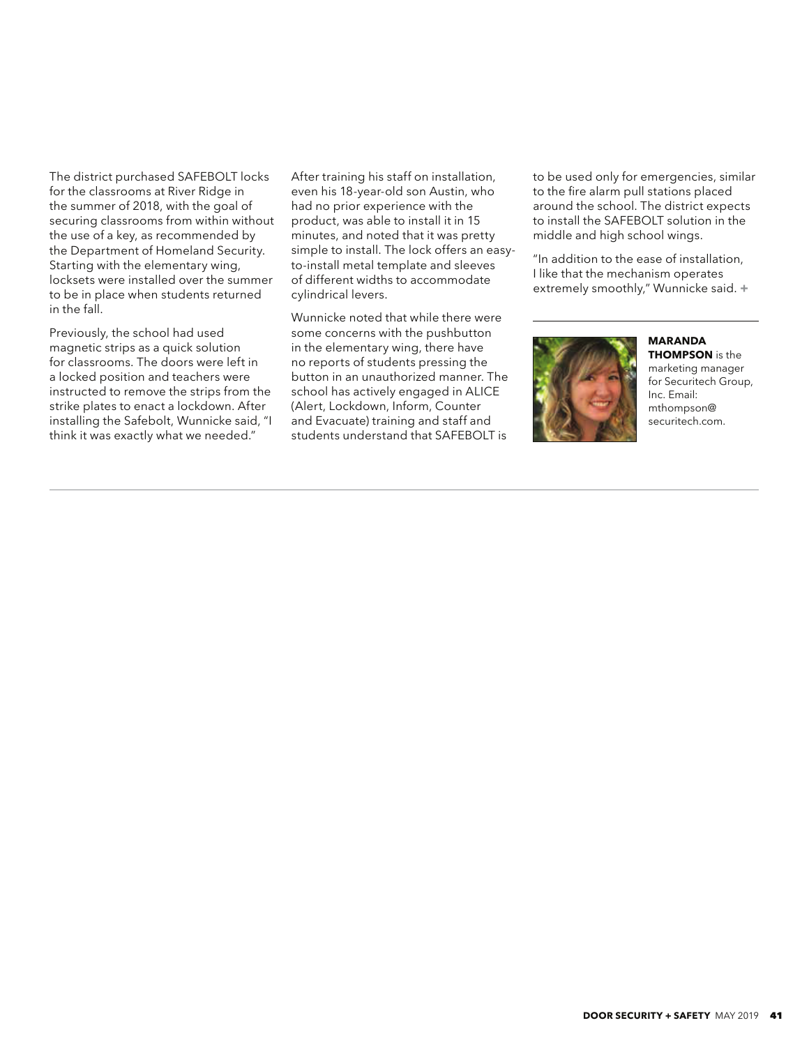The district purchased SAFEBOLT locks for the classrooms at River Ridge in the summer of 2018, with the goal of securing classrooms from within without the use of a key, as recommended by the Department of Homeland Security. Starting with the elementary wing, locksets were installed over the summer to be in place when students returned in the fall.

Previously, the school had used magnetic strips as a quick solution for classrooms. The doors were left in a locked position and teachers were instructed to remove the strips from the strike plates to enact a lockdown. After installing the Safebolt, Wunnicke said, "I think it was exactly what we needed."

After training his staff on installation, even his 18-year-old son Austin, who had no prior experience with the product, was able to install it in 15 minutes, and noted that it was pretty simple to install. The lock offers an easy-to-install metal template and sleeves of different widths to accommodate cylindrical levers.

Wunnicke noted that while there were some concerns with the pushbutton in the elementary wing, there have no reports of students pressing the button in an unauthorized manner. The school has actively engaged in ALICE (Alert, Lockdown, Inform, Counter and Evacuate) training and staff and students understand that SAFEBOLT is to be used only for emergencies, similar to the fire alarm pull stations placed around the school. The district expects to install the SAFEBOLT solution in the middle and high school wings.

"In addition to the ease of installation, I like that the mechanism operates extremely smoothly," Wunnicke said. +

**MARANDA THOMPSON** is the marketing manager for Securitech Group, Inc. Email: mthompson@securitech.com.